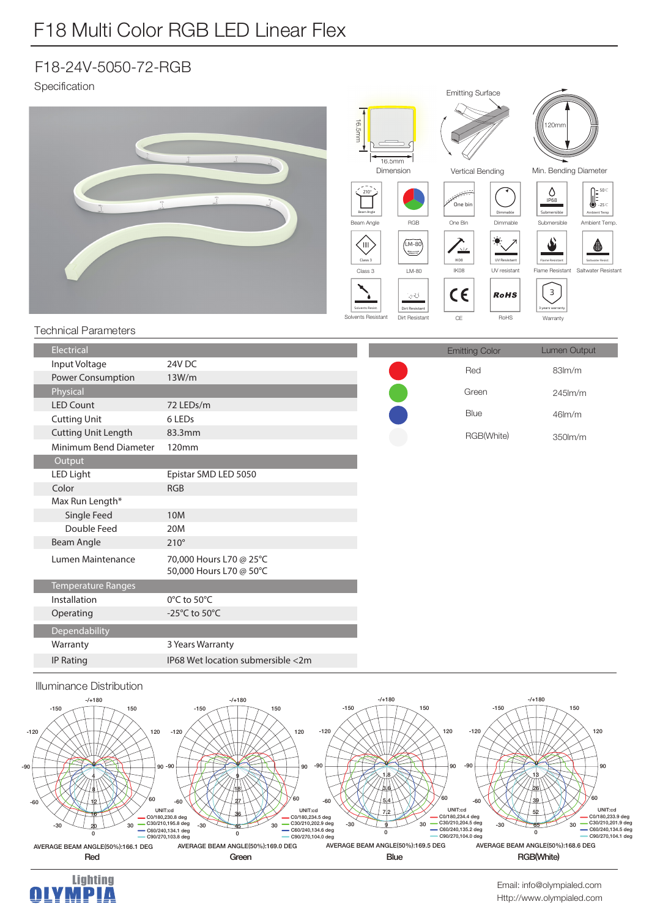# F18 Multi Color RGB LED Linear Flex

## F18-24V-5050-72-RGB

Specification

16.5mm

16.5mm

Dimension

Emitting Surface

Vertical Bending

120mm

Min. Bending Diameter

Beam Angle | RGB | One Bin | Dimmable | Submersible | Ambient Temp.

Class 3 | LM-80 | IK08 | UV resistant | Flame Resistant | Saltwater Resistant

Solvents Resistant | Dirt Resistant | CE | RoHS | Warranty

## Technical Parameters

| Electrical | |
|---|---|
| Input Voltage | 24V DC |
| Power Consumption | 13W/m |
| **Physical** | |
| LED Count | 72 LEDs/m |
| Cutting Unit | 6 LEDs |
| Cutting Unit Length | 83.3mm |
| Minimum Bend Diameter | 120mm |
| **Output** | |
| LED Light | Epistar SMD LED 5050 |
| Color | RGB |
| Max Run Length* | |
| Single Feed | 10M |
| Double Feed | 20M |
| Beam Angle | 210° |
| Lumen Maintenance | 70,000 Hours L70 @ 25°C<br>50,000 Hours L70 @ 50°C |
| **Temperature Ranges** | |
| Installation | 0°C to 50°C |
| Operating | -25°C to 50°C |
| **Dependability** | |
| Warranty | 3 Years Warranty |
| IP Rating | IP68 Wet location submersible <2m |

| Emitting Color | Lumen Output |
|---|---|
| Red | 83lm/m |
| Green | 245lm/m |
| Blue | 46lm/m |
| RGB(White) | 350lm/m |

## Illuminance Distribution

**Red** — UNIT:cd; C0/180,230.8 deg; C30/210,195.8 deg; C60/240,134.1 deg; C90/270,103.8 deg. AVERAGE BEAM ANGLE(50%):166.1 DEG

**Green** — UNIT:cd; C0/180,234.5 deg; C30/210,202.9 deg; C60/240,134.6 deg; C90/270,104.0 deg. AVERAGE BEAM ANGLE(50%):169.0 DEG

**Blue** — UNIT:cd; C0/180,234.4 deg; C30/210,204.5 deg; C60/240,135.2 deg; C90/270,104.0 deg. AVERAGE BEAM ANGLE(50%):169.5 DEG

**RGB(White)** — UNIT:cd; C0/180,233.9 deg; C30/210,201.9 deg; C60/240,134.5 deg; C90/270,104.1 deg. AVERAGE BEAM ANGLE(50%):168.6 DEG

Lighting OLYMPIA

Email: info@olympialed.com
Http://www.olympialed.com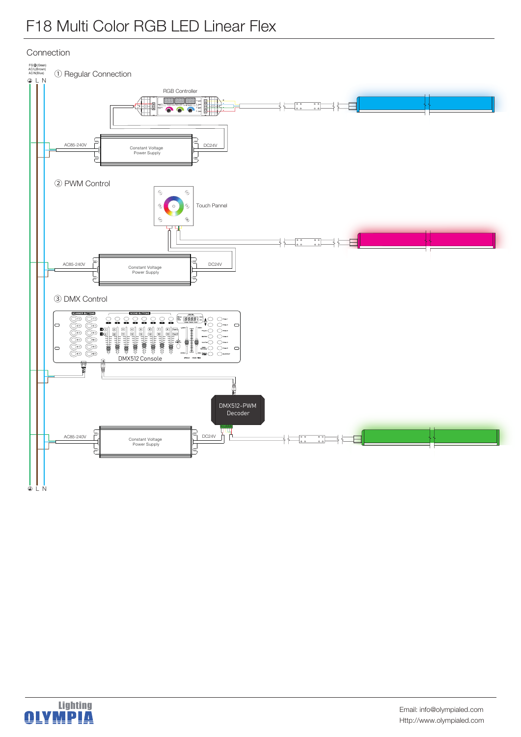# F18 Multi Color RGB LED Linear Flex

## Connection

FG (Green)
AC/L(Brown)
AC/N(Blue)

L N

① Regular Connection

RGB Controller

AC85-240V

Constant Voltage
Power Supply

DC24V

② PWM Control

Touch Pannel

AC85-240V

Constant Voltage
Power Supply

DC24V

③ DMX Control

DMX512 Console

DMX512-PWM
Decoder

AC85-240V

Constant Voltage
Power Supply

DC24V

L N

Email: info@olympialed.com

Http://www.olympialed.com